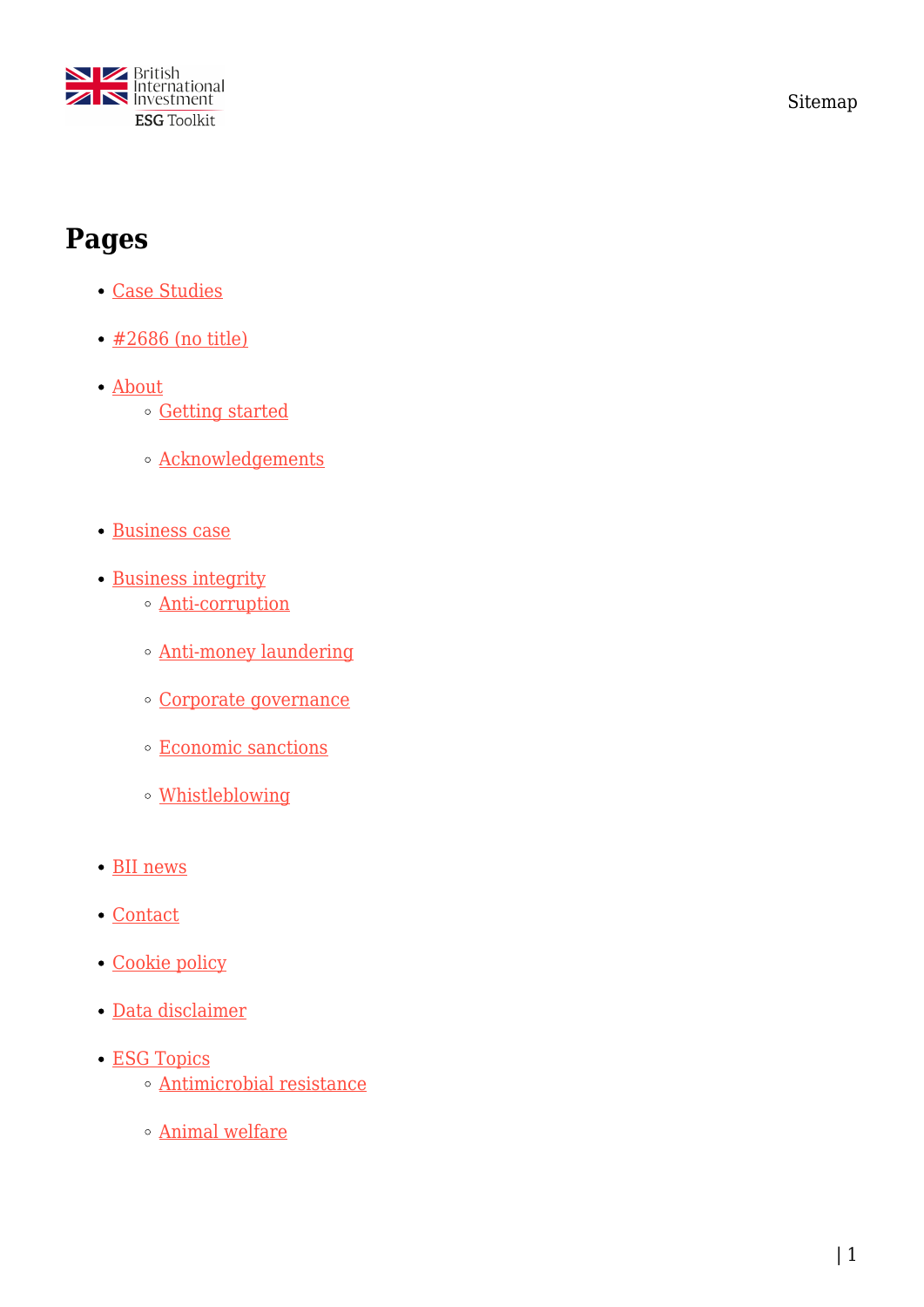Sitemap

# Pages

- Case Studies
- #2686 (no title)
- About
  - Getting started
  - Acknowledgements
- Business case
- Business integrity
  - Anti-corruption
  - Anti-money laundering
  - Corporate governance
  - Economic sanctions
  - Whistleblowing
- BII news
- Contact
- Cookie policy
- Data disclaimer
- ESG Topics
  - Antimicrobial resistance
  - Animal welfare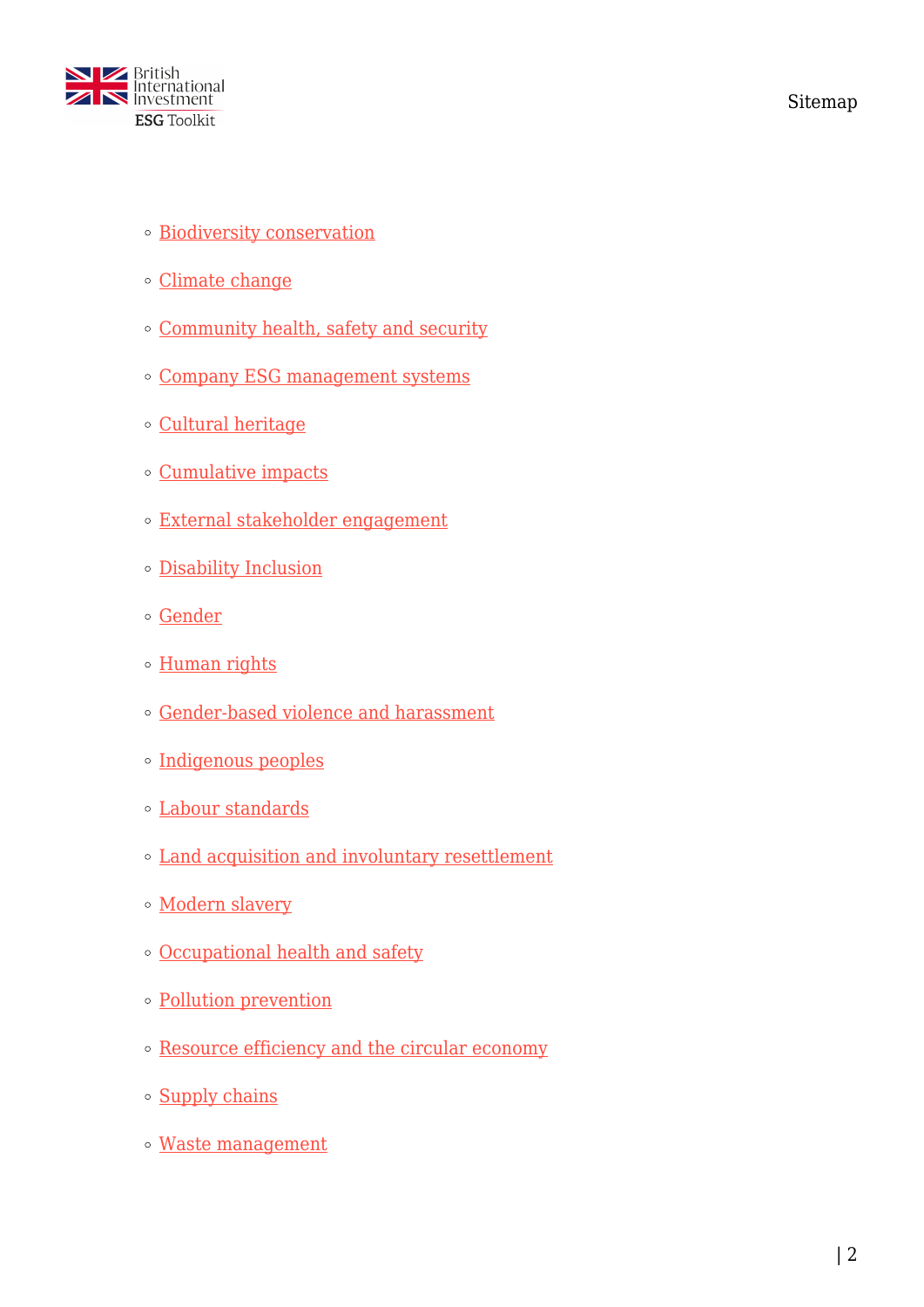- Biodiversity conservation
- Climate change
- Community health, safety and security
- Company ESG management systems
- Cultural heritage
- Cumulative impacts
- External stakeholder engagement
- Disability Inclusion
- Gender
- Human rights
- Gender-based violence and harassment
- Indigenous peoples
- Labour standards
- Land acquisition and involuntary resettlement
- Modern slavery
- Occupational health and safety
- Pollution prevention
- Resource efficiency and the circular economy
- Supply chains
- Waste management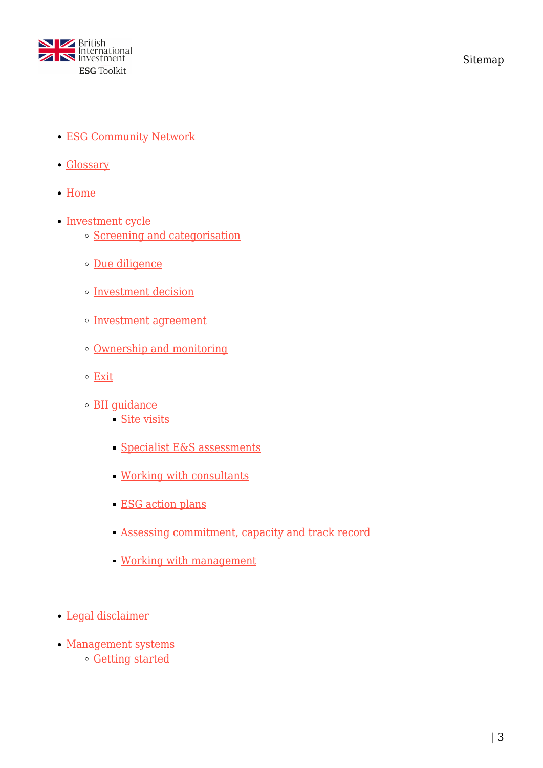- ESG Community Network
- Glossary
- Home
- Investment cycle
  - Screening and categorisation
  - Due diligence
  - Investment decision
  - Investment agreement
  - Ownership and monitoring
  - Exit
  - BII guidance
    - Site visits
    - Specialist E&S assessments
    - Working with consultants
    - ESG action plans
    - Assessing commitment, capacity and track record
    - Working with management
- Legal disclaimer
- Management systems
  - Getting started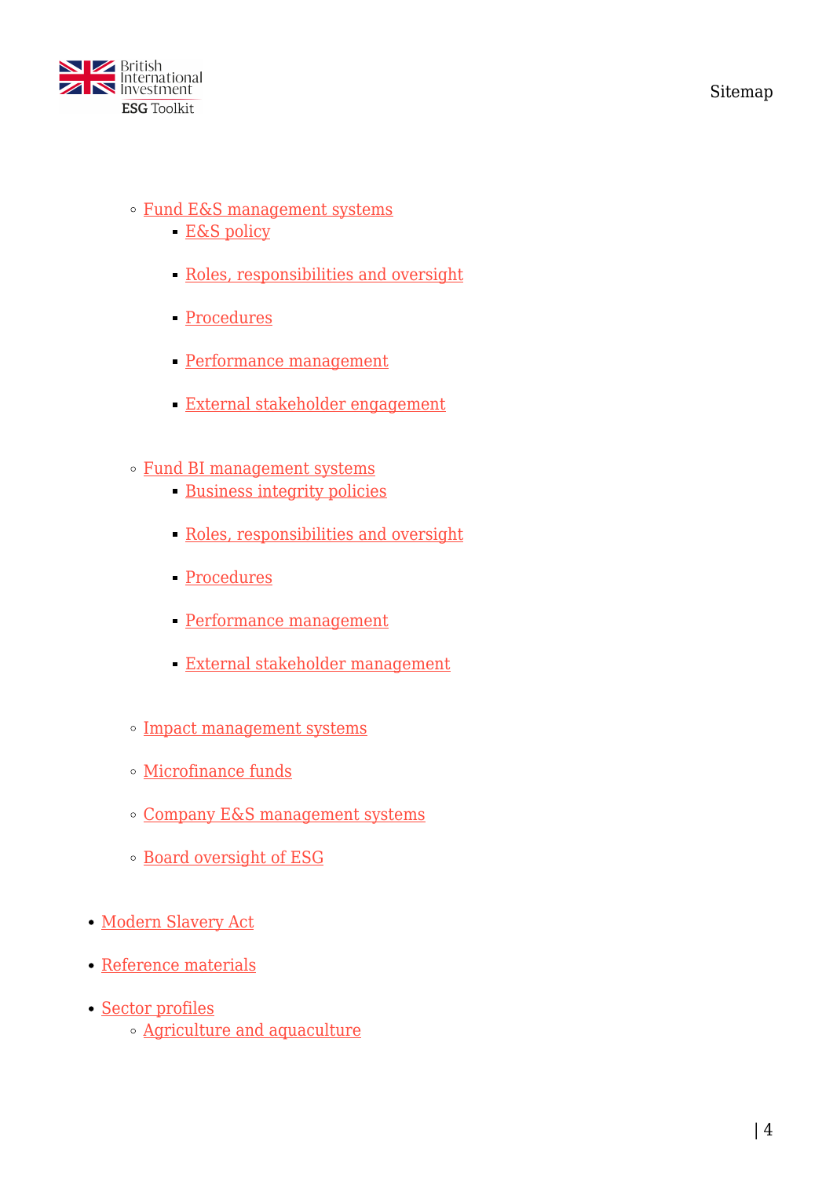- Fund E&S management systems
    - E&S policy
    - Roles, responsibilities and oversight
    - Procedures
    - Performance management
    - External stakeholder engagement
  - Fund BI management systems
    - Business integrity policies
    - Roles, responsibilities and oversight
    - Procedures
    - Performance management
    - External stakeholder management
  - Impact management systems
  - Microfinance funds
  - Company E&S management systems
  - Board oversight of ESG
- Modern Slavery Act
- Reference materials
- Sector profiles
  - Agriculture and aquaculture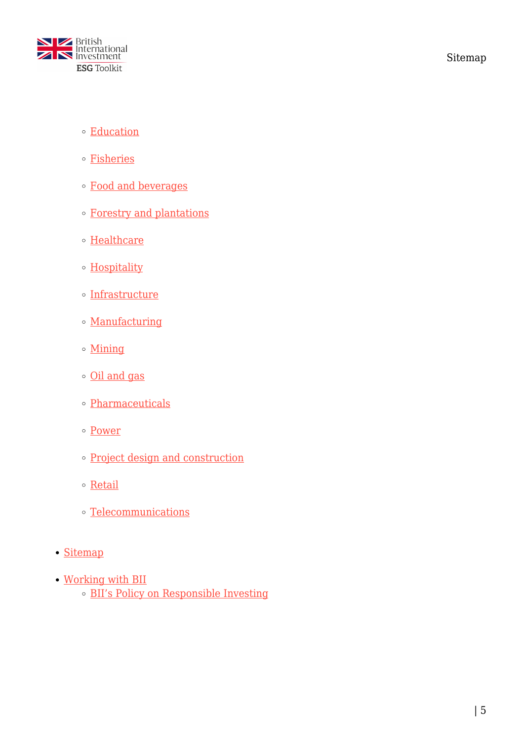- Education
  - Fisheries
  - Food and beverages
  - Forestry and plantations
  - Healthcare
  - Hospitality
  - Infrastructure
  - Manufacturing
  - Mining
  - Oil and gas
  - Pharmaceuticals
  - Power
  - Project design and construction
  - Retail
  - Telecommunications

- Sitemap
- Working with BII
  - BII's Policy on Responsible Investing